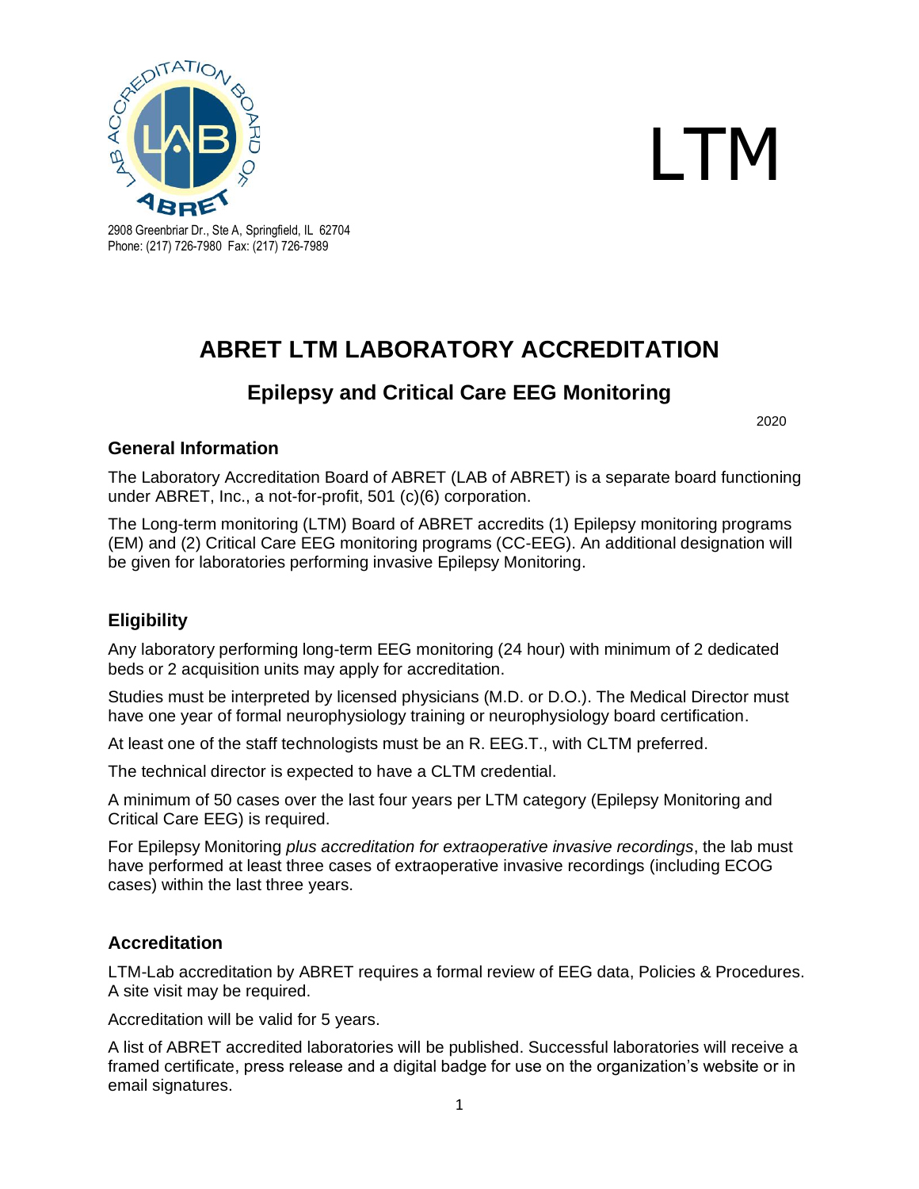LTM

2908 Greenbriar Dr., Ste A, Springfield, IL 62704
Phone: (217) 726-7980 Fax: (217) 726-7989

# ABRET LTM LABORATORY ACCREDITATION

## Epilepsy and Critical Care EEG Monitoring

2020

### General Information

The Laboratory Accreditation Board of ABRET (LAB of ABRET) is a separate board functioning under ABRET, Inc., a not-for-profit, 501 (c)(6) corporation.

The Long-term monitoring (LTM) Board of ABRET accredits (1) Epilepsy monitoring programs (EM) and (2) Critical Care EEG monitoring programs (CC-EEG). An additional designation will be given for laboratories performing invasive Epilepsy Monitoring.

### Eligibility

Any laboratory performing long-term EEG monitoring (24 hour) with minimum of 2 dedicated beds or 2 acquisition units may apply for accreditation.

Studies must be interpreted by licensed physicians (M.D. or D.O.). The Medical Director must have one year of formal neurophysiology training or neurophysiology board certification.

At least one of the staff technologists must be an R. EEG.T., with CLTM preferred.

The technical director is expected to have a CLTM credential.

A minimum of 50 cases over the last four years per LTM category (Epilepsy Monitoring and Critical Care EEG) is required.

For Epilepsy Monitoring *plus accreditation for extraoperative invasive recordings*, the lab must have performed at least three cases of extraoperative invasive recordings (including ECOG cases) within the last three years.

### Accreditation

LTM-Lab accreditation by ABRET requires a formal review of EEG data, Policies & Procedures. A site visit may be required.

Accreditation will be valid for 5 years.

A list of ABRET accredited laboratories will be published. Successful laboratories will receive a framed certificate, press release and a digital badge for use on the organization's website or in email signatures.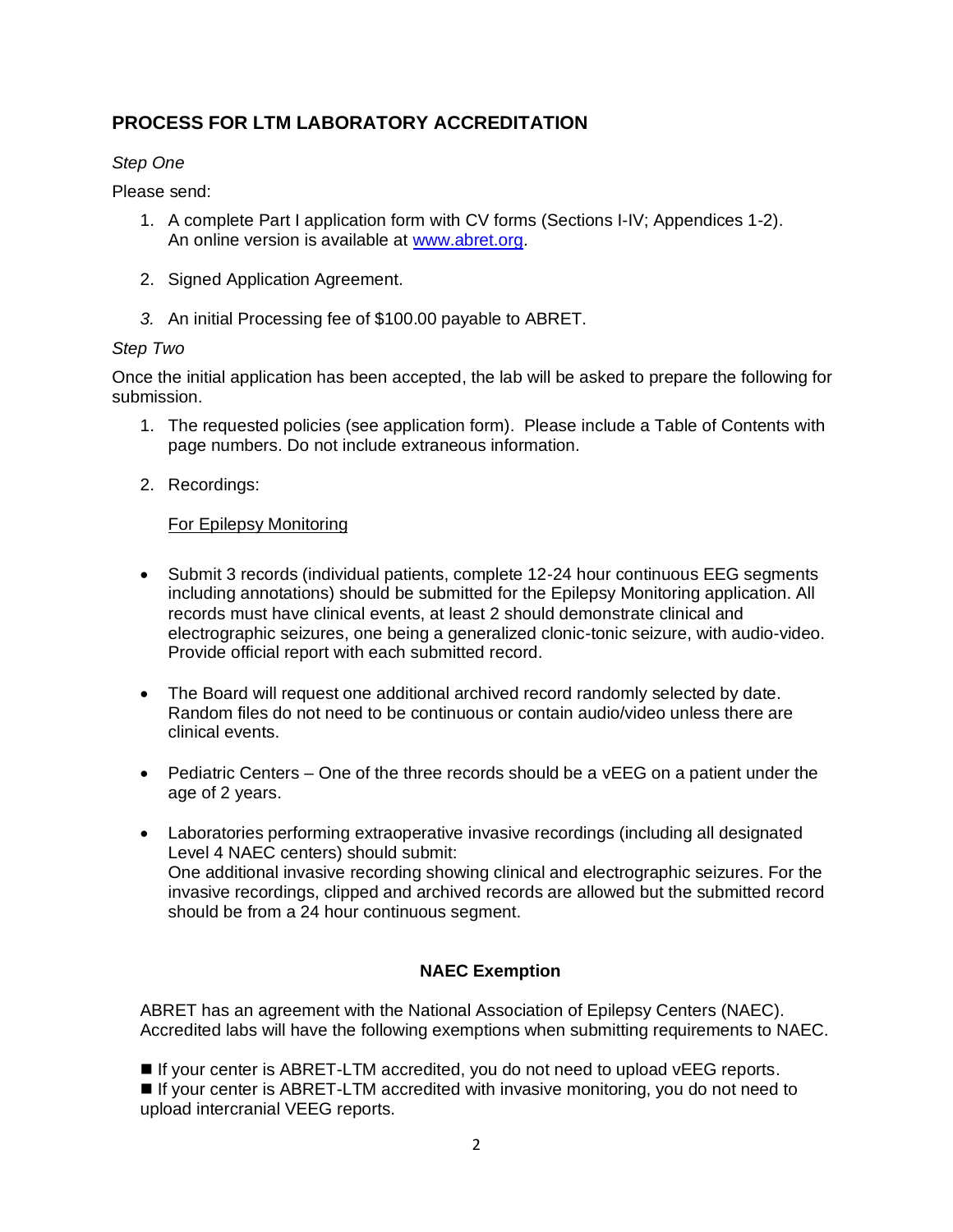## PROCESS FOR LTM LABORATORY ACCREDITATION

*Step One*

Please send:

1. A complete Part I application form with CV forms (Sections I-IV; Appendices 1-2). An online version is available at [www.abret.org](http://www.abret.org).

2. Signed Application Agreement.

3. An initial Processing fee of $100.00 payable to ABRET.

*Step Two*

Once the initial application has been accepted, the lab will be asked to prepare the following for submission.

1. The requested policies (see application form). Please include a Table of Contents with page numbers. Do not include extraneous information.

2. Recordings:

   For Epilepsy Monitoring

- Submit 3 records (individual patients, complete 12-24 hour continuous EEG segments including annotations) should be submitted for the Epilepsy Monitoring application. All records must have clinical events, at least 2 should demonstrate clinical and electrographic seizures, one being a generalized clonic-tonic seizure, with audio-video. Provide official report with each submitted record.

- The Board will request one additional archived record randomly selected by date. Random files do not need to be continuous or contain audio/video unless there are clinical events.

- Pediatric Centers – One of the three records should be a vEEG on a patient under the age of 2 years.

- Laboratories performing extraoperative invasive recordings (including all designated Level 4 NAEC centers) should submit:
  One additional invasive recording showing clinical and electrographic seizures. For the invasive recordings, clipped and archived records are allowed but the submitted record should be from a 24 hour continuous segment.

**NAEC Exemption**

ABRET has an agreement with the National Association of Epilepsy Centers (NAEC). Accredited labs will have the following exemptions when submitting requirements to NAEC.

- If your center is ABRET-LTM accredited, you do not need to upload vEEG reports.
- If your center is ABRET-LTM accredited with invasive monitoring, you do not need to upload intercranial VEEG reports.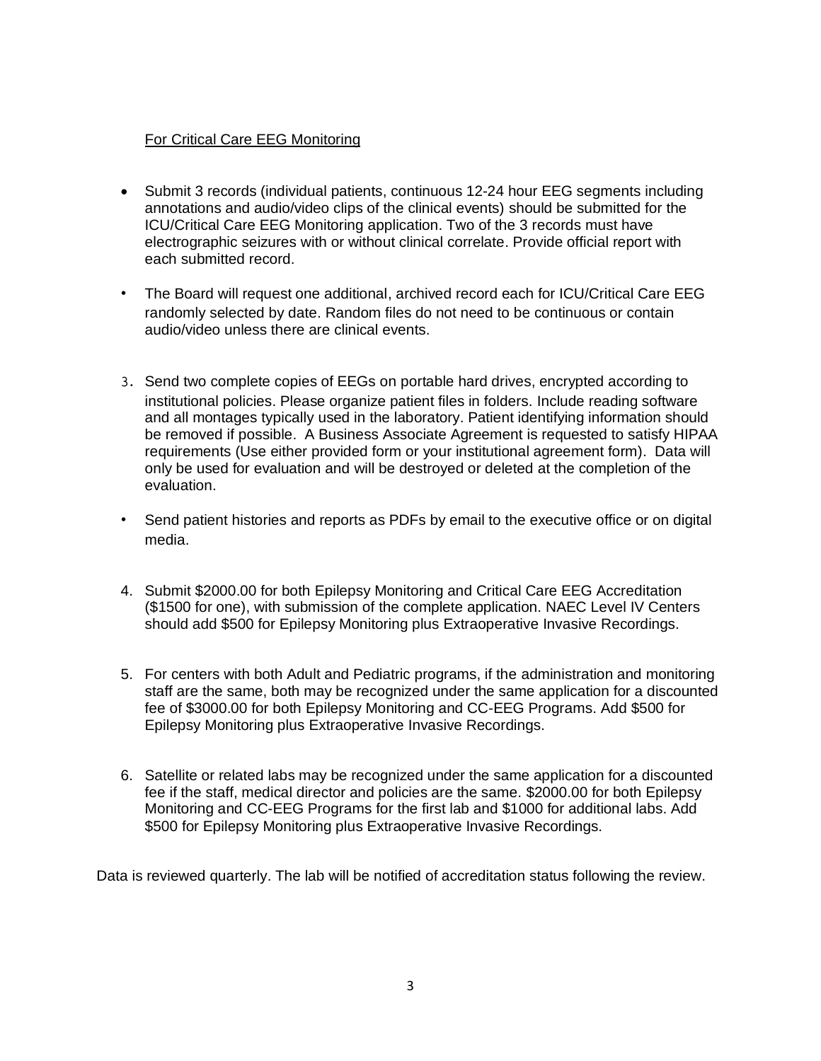<u>For Critical Care EEG Monitoring</u>

- Submit 3 records (individual patients, continuous 12-24 hour EEG segments including annotations and audio/video clips of the clinical events) should be submitted for the ICU/Critical Care EEG Monitoring application. Two of the 3 records must have electrographic seizures with or without clinical correlate. Provide official report with each submitted record.
- The Board will request one additional, archived record each for ICU/Critical Care EEG randomly selected by date. Random files do not need to be continuous or contain audio/video unless there are clinical events.

3. Send two complete copies of EEGs on portable hard drives, encrypted according to institutional policies. Please organize patient files in folders. Include reading software and all montages typically used in the laboratory. Patient identifying information should be removed if possible. A Business Associate Agreement is requested to satisfy HIPAA requirements (Use either provided form or your institutional agreement form). Data will only be used for evaluation and will be destroyed or deleted at the completion of the evaluation.

- Send patient histories and reports as PDFs by email to the executive office or on digital media.

4. Submit $2000.00 for both Epilepsy Monitoring and Critical Care EEG Accreditation ($1500 for one), with submission of the complete application. NAEC Level IV Centers should add $500 for Epilepsy Monitoring plus Extraoperative Invasive Recordings.

5. For centers with both Adult and Pediatric programs, if the administration and monitoring staff are the same, both may be recognized under the same application for a discounted fee of $3000.00 for both Epilepsy Monitoring and CC-EEG Programs. Add $500 for Epilepsy Monitoring plus Extraoperative Invasive Recordings.

6. Satellite or related labs may be recognized under the same application for a discounted fee if the staff, medical director and policies are the same. $2000.00 for both Epilepsy Monitoring and CC-EEG Programs for the first lab and $1000 for additional labs. Add $500 for Epilepsy Monitoring plus Extraoperative Invasive Recordings.

Data is reviewed quarterly. The lab will be notified of accreditation status following the review.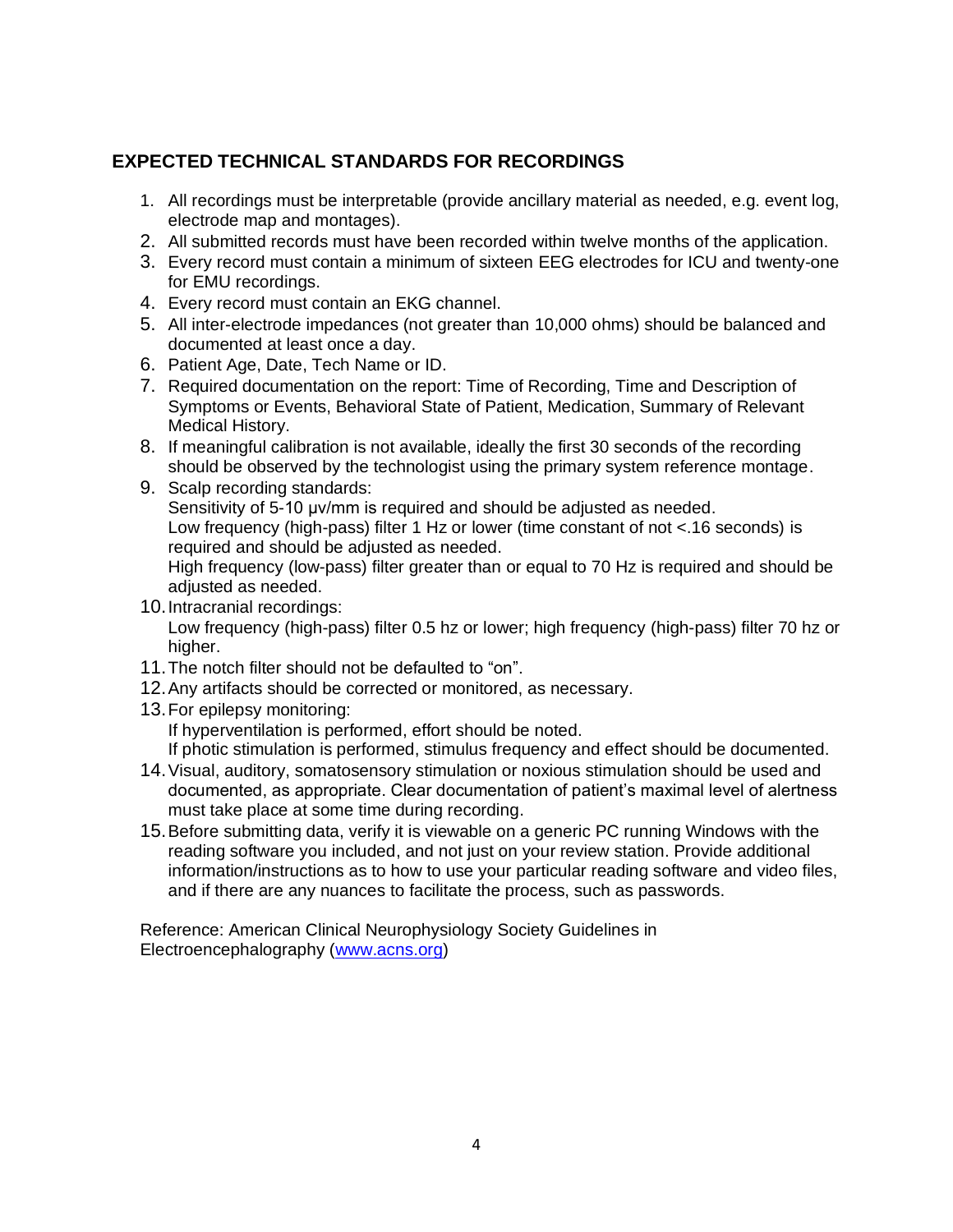## EXPECTED TECHNICAL STANDARDS FOR RECORDINGS

1. All recordings must be interpretable (provide ancillary material as needed, e.g. event log, electrode map and montages).
2. All submitted records must have been recorded within twelve months of the application.
3. Every record must contain a minimum of sixteen EEG electrodes for ICU and twenty-one for EMU recordings.
4. Every record must contain an EKG channel.
5. All inter-electrode impedances (not greater than 10,000 ohms) should be balanced and documented at least once a day.
6. Patient Age, Date, Tech Name or ID.
7. Required documentation on the report: Time of Recording, Time and Description of Symptoms or Events, Behavioral State of Patient, Medication, Summary of Relevant Medical History.
8. If meaningful calibration is not available, ideally the first 30 seconds of the recording should be observed by the technologist using the primary system reference montage.
9. Scalp recording standards:
   Sensitivity of 5-10 µv/mm is required and should be adjusted as needed.
   Low frequency (high-pass) filter 1 Hz or lower (time constant of not <.16 seconds) is required and should be adjusted as needed.
   High frequency (low-pass) filter greater than or equal to 70 Hz is required and should be adjusted as needed.
10. Intracranial recordings:
    Low frequency (high-pass) filter 0.5 hz or lower; high frequency (high-pass) filter 70 hz or higher.
11. The notch filter should not be defaulted to "on".
12. Any artifacts should be corrected or monitored, as necessary.
13. For epilepsy monitoring:
    If hyperventilation is performed, effort should be noted.
    If photic stimulation is performed, stimulus frequency and effect should be documented.
14. Visual, auditory, somatosensory stimulation or noxious stimulation should be used and documented, as appropriate. Clear documentation of patient's maximal level of alertness must take place at some time during recording.
15. Before submitting data, verify it is viewable on a generic PC running Windows with the reading software you included, and not just on your review station. Provide additional information/instructions as to how to use your particular reading software and video files, and if there are any nuances to facilitate the process, such as passwords.

Reference: American Clinical Neurophysiology Society Guidelines in Electroencephalography ([www.acns.org](http://www.acns.org))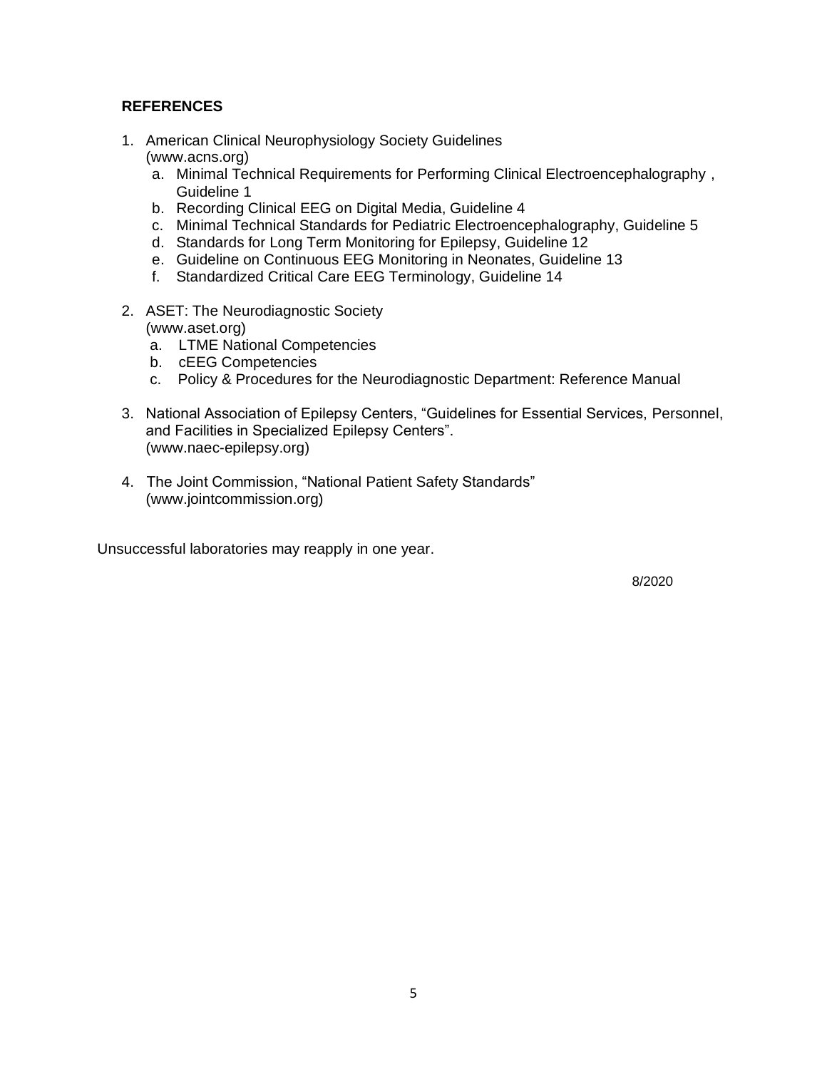## REFERENCES

1. American Clinical Neurophysiology Society Guidelines (www.acns.org)
   a. Minimal Technical Requirements for Performing Clinical Electroencephalography , Guideline 1
   b. Recording Clinical EEG on Digital Media, Guideline 4
   c. Minimal Technical Standards for Pediatric Electroencephalography, Guideline 5
   d. Standards for Long Term Monitoring for Epilepsy, Guideline 12
   e. Guideline on Continuous EEG Monitoring in Neonates, Guideline 13
   f. Standardized Critical Care EEG Terminology, Guideline 14

2. ASET: The Neurodiagnostic Society (www.aset.org)
   a. LTME National Competencies
   b. cEEG Competencies
   c. Policy & Procedures for the Neurodiagnostic Department: Reference Manual

3. National Association of Epilepsy Centers, "Guidelines for Essential Services, Personnel, and Facilities in Specialized Epilepsy Centers". (www.naec-epilepsy.org)

4. The Joint Commission, "National Patient Safety Standards" (www.jointcommission.org)

Unsuccessful laboratories may reapply in one year.

8/2020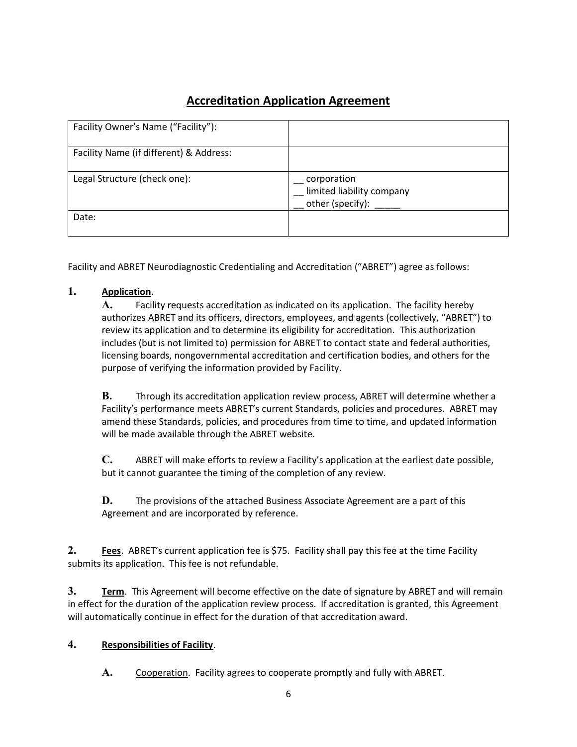# Accreditation Application Agreement

| Facility Owner's Name ("Facility"): | |
|---|---|
| Facility Name (if different) & Address: | |
| Legal Structure (check one): | __ corporation<br>__ limited liability company<br>__ other (specify): _____ |
| Date: | |

Facility and ABRET Neurodiagnostic Credentialing and Accreditation ("ABRET") agree as follows:

**1.** **Application**.

**A.** Facility requests accreditation as indicated on its application. The facility hereby authorizes ABRET and its officers, directors, employees, and agents (collectively, "ABRET") to review its application and to determine its eligibility for accreditation. This authorization includes (but is not limited to) permission for ABRET to contact state and federal authorities, licensing boards, nongovernmental accreditation and certification bodies, and others for the purpose of verifying the information provided by Facility.

**B.** Through its accreditation application review process, ABRET will determine whether a Facility's performance meets ABRET's current Standards, policies and procedures. ABRET may amend these Standards, policies, and procedures from time to time, and updated information will be made available through the ABRET website.

**C.** ABRET will make efforts to review a Facility's application at the earliest date possible, but it cannot guarantee the timing of the completion of any review.

**D.** The provisions of the attached Business Associate Agreement are a part of this Agreement and are incorporated by reference.

**2.** **Fees**. ABRET's current application fee is $75. Facility shall pay this fee at the time Facility submits its application. This fee is not refundable.

**3.** **Term**. This Agreement will become effective on the date of signature by ABRET and will remain in effect for the duration of the application review process. If accreditation is granted, this Agreement will automatically continue in effect for the duration of that accreditation award.

**4.** **Responsibilities of Facility**.

**A.** Cooperation. Facility agrees to cooperate promptly and fully with ABRET.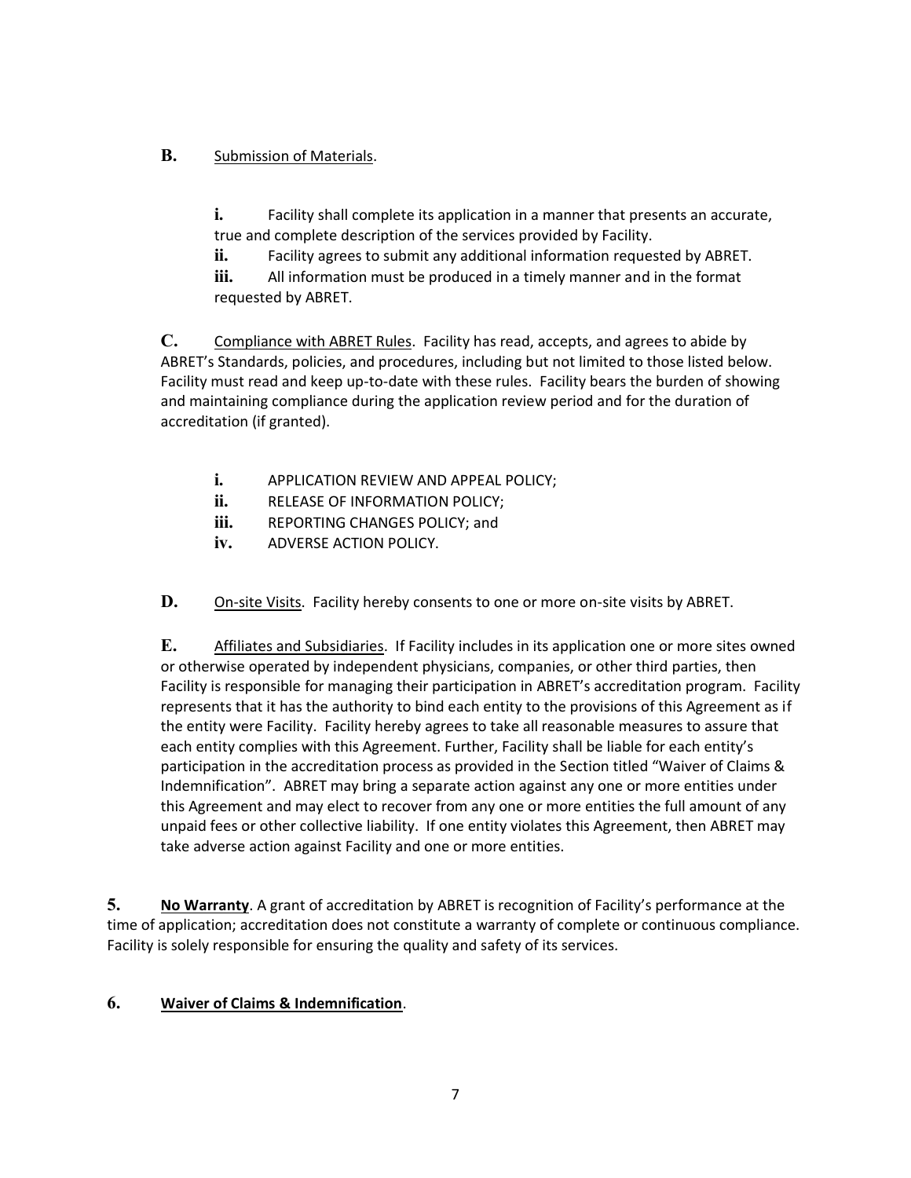**B.** Submission of Materials.

**i.** Facility shall complete its application in a manner that presents an accurate, true and complete description of the services provided by Facility.

**ii.** Facility agrees to submit any additional information requested by ABRET.

**iii.** All information must be produced in a timely manner and in the format requested by ABRET.

**C.** Compliance with ABRET Rules. Facility has read, accepts, and agrees to abide by ABRET's Standards, policies, and procedures, including but not limited to those listed below. Facility must read and keep up-to-date with these rules. Facility bears the burden of showing and maintaining compliance during the application review period and for the duration of accreditation (if granted).

**i.** APPLICATION REVIEW AND APPEAL POLICY;

**ii.** RELEASE OF INFORMATION POLICY;

**iii.** REPORTING CHANGES POLICY; and

**iv.** ADVERSE ACTION POLICY.

**D.** On-site Visits. Facility hereby consents to one or more on-site visits by ABRET.

**E.** Affiliates and Subsidiaries. If Facility includes in its application one or more sites owned or otherwise operated by independent physicians, companies, or other third parties, then Facility is responsible for managing their participation in ABRET's accreditation program. Facility represents that it has the authority to bind each entity to the provisions of this Agreement as if the entity were Facility. Facility hereby agrees to take all reasonable measures to assure that each entity complies with this Agreement. Further, Facility shall be liable for each entity's participation in the accreditation process as provided in the Section titled "Waiver of Claims & Indemnification". ABRET may bring a separate action against any one or more entities under this Agreement and may elect to recover from any one or more entities the full amount of any unpaid fees or other collective liability. If one entity violates this Agreement, then ABRET may take adverse action against Facility and one or more entities.

**5. No Warranty**. A grant of accreditation by ABRET is recognition of Facility's performance at the time of application; accreditation does not constitute a warranty of complete or continuous compliance. Facility is solely responsible for ensuring the quality and safety of its services.

**6. Waiver of Claims & Indemnification**.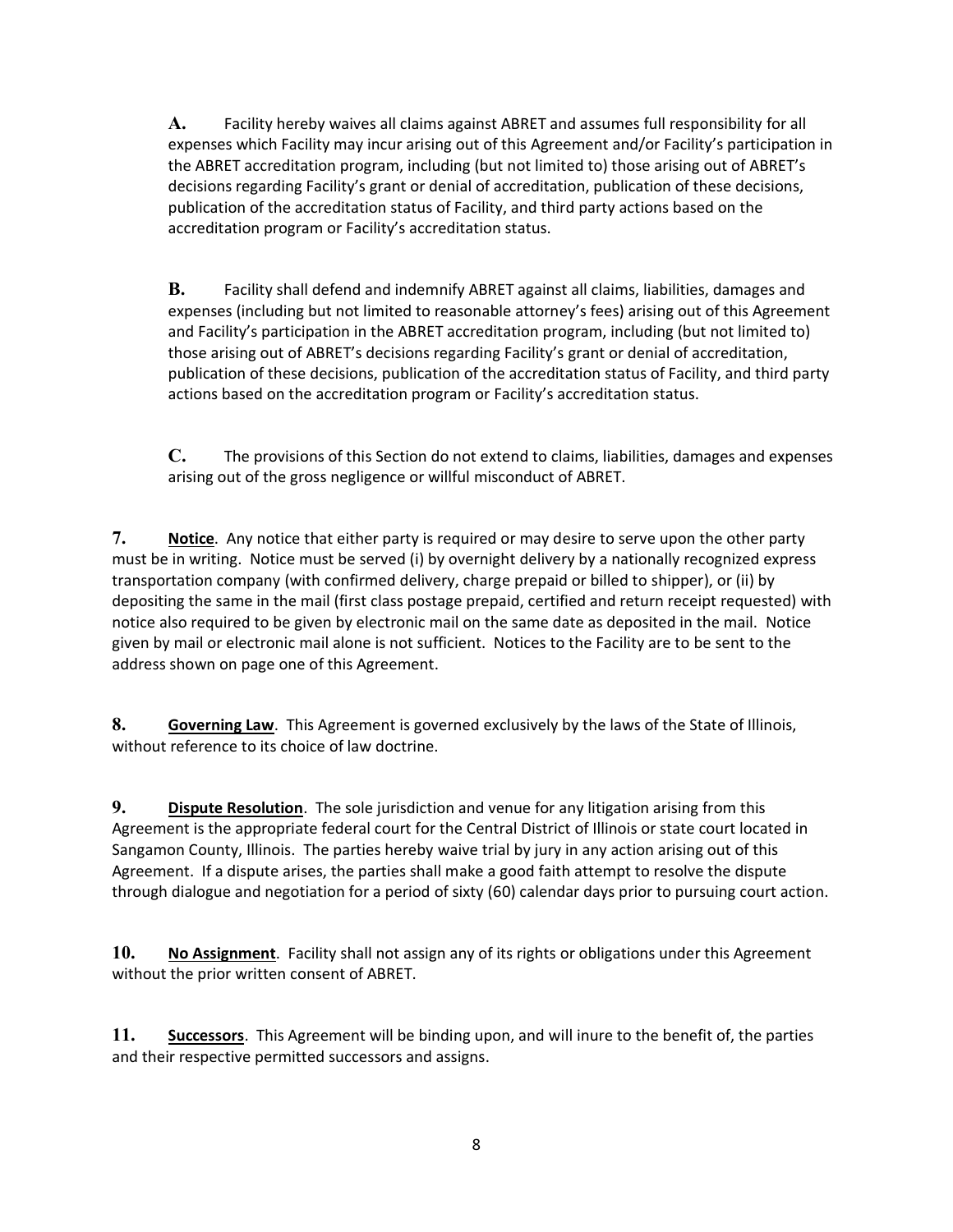**A.** Facility hereby waives all claims against ABRET and assumes full responsibility for all expenses which Facility may incur arising out of this Agreement and/or Facility's participation in the ABRET accreditation program, including (but not limited to) those arising out of ABRET's decisions regarding Facility's grant or denial of accreditation, publication of these decisions, publication of the accreditation status of Facility, and third party actions based on the accreditation program or Facility's accreditation status.

**B.** Facility shall defend and indemnify ABRET against all claims, liabilities, damages and expenses (including but not limited to reasonable attorney's fees) arising out of this Agreement and Facility's participation in the ABRET accreditation program, including (but not limited to) those arising out of ABRET's decisions regarding Facility's grant or denial of accreditation, publication of these decisions, publication of the accreditation status of Facility, and third party actions based on the accreditation program or Facility's accreditation status.

**C.** The provisions of this Section do not extend to claims, liabilities, damages and expenses arising out of the gross negligence or willful misconduct of ABRET.

**7.** **<u>Notice</u>**. Any notice that either party is required or may desire to serve upon the other party must be in writing. Notice must be served (i) by overnight delivery by a nationally recognized express transportation company (with confirmed delivery, charge prepaid or billed to shipper), or (ii) by depositing the same in the mail (first class postage prepaid, certified and return receipt requested) with notice also required to be given by electronic mail on the same date as deposited in the mail. Notice given by mail or electronic mail alone is not sufficient. Notices to the Facility are to be sent to the address shown on page one of this Agreement.

**8.** **<u>Governing Law</u>**. This Agreement is governed exclusively by the laws of the State of Illinois, without reference to its choice of law doctrine.

**9.** **<u>Dispute Resolution</u>**. The sole jurisdiction and venue for any litigation arising from this Agreement is the appropriate federal court for the Central District of Illinois or state court located in Sangamon County, Illinois. The parties hereby waive trial by jury in any action arising out of this Agreement. If a dispute arises, the parties shall make a good faith attempt to resolve the dispute through dialogue and negotiation for a period of sixty (60) calendar days prior to pursuing court action.

**10.** **<u>No Assignment</u>**. Facility shall not assign any of its rights or obligations under this Agreement without the prior written consent of ABRET.

**11.** **<u>Successors</u>**. This Agreement will be binding upon, and will inure to the benefit of, the parties and their respective permitted successors and assigns.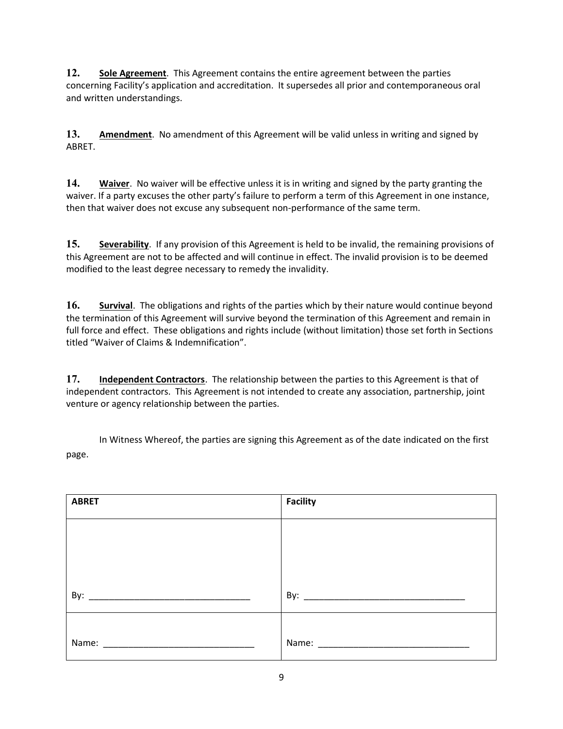**12.** **Sole Agreement**. This Agreement contains the entire agreement between the parties concerning Facility's application and accreditation. It supersedes all prior and contemporaneous oral and written understandings.

**13.** **Amendment**. No amendment of this Agreement will be valid unless in writing and signed by ABRET.

**14.** **Waiver**. No waiver will be effective unless it is in writing and signed by the party granting the waiver. If a party excuses the other party's failure to perform a term of this Agreement in one instance, then that waiver does not excuse any subsequent non-performance of the same term.

**15.** **Severability**. If any provision of this Agreement is held to be invalid, the remaining provisions of this Agreement are not to be affected and will continue in effect. The invalid provision is to be deemed modified to the least degree necessary to remedy the invalidity.

**16.** **Survival**. The obligations and rights of the parties which by their nature would continue beyond the termination of this Agreement will survive beyond the termination of this Agreement and remain in full force and effect. These obligations and rights include (without limitation) those set forth in Sections titled "Waiver of Claims & Indemnification".

**17.** **Independent Contractors**. The relationship between the parties to this Agreement is that of independent contractors. This Agreement is not intended to create any association, partnership, joint venture or agency relationship between the parties.

In Witness Whereof, the parties are signing this Agreement as of the date indicated on the first page.

| **ABRET** | **Facility** |
|---|---|
| By: _______________________________ | By: _______________________________ |
| Name: _____________________________ | Name: _____________________________ |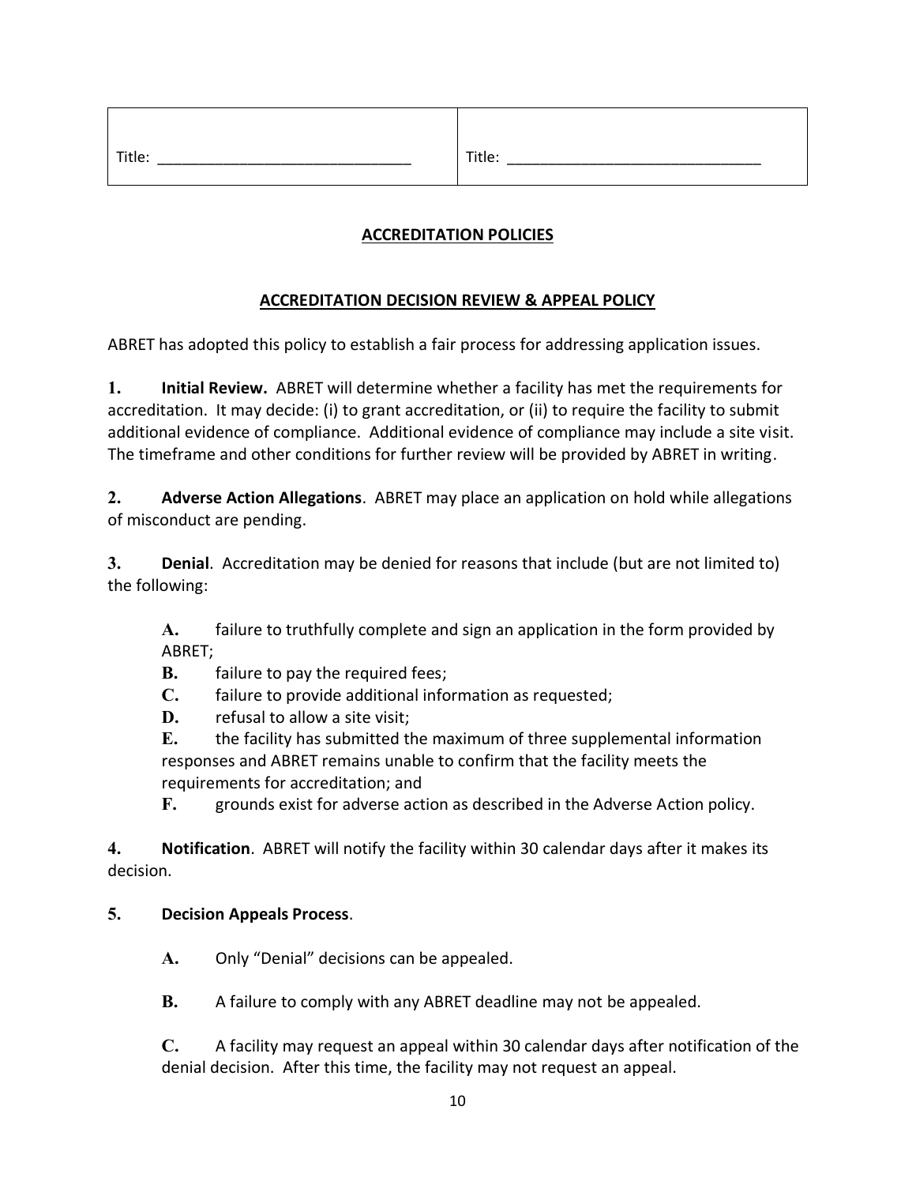| Title: ______________________________ | Title: ______________________________ |
|---|---|

## ACCREDITATION POLICIES

### ACCREDITATION DECISION REVIEW & APPEAL POLICY

ABRET has adopted this policy to establish a fair process for addressing application issues.

**1. Initial Review.** ABRET will determine whether a facility has met the requirements for accreditation. It may decide: (i) to grant accreditation, or (ii) to require the facility to submit additional evidence of compliance. Additional evidence of compliance may include a site visit. The timeframe and other conditions for further review will be provided by ABRET in writing.

**2. Adverse Action Allegations**. ABRET may place an application on hold while allegations of misconduct are pending.

**3. Denial**. Accreditation may be denied for reasons that include (but are not limited to) the following:

- **A.** failure to truthfully complete and sign an application in the form provided by ABRET;
- **B.** failure to pay the required fees;
- **C.** failure to provide additional information as requested;
- **D.** refusal to allow a site visit;
- **E.** the facility has submitted the maximum of three supplemental information responses and ABRET remains unable to confirm that the facility meets the requirements for accreditation; and
- **F.** grounds exist for adverse action as described in the Adverse Action policy.

**4. Notification**. ABRET will notify the facility within 30 calendar days after it makes its decision.

**5. Decision Appeals Process**.

- **A.** Only "Denial" decisions can be appealed.
- **B.** A failure to comply with any ABRET deadline may not be appealed.
- **C.** A facility may request an appeal within 30 calendar days after notification of the denial decision. After this time, the facility may not request an appeal.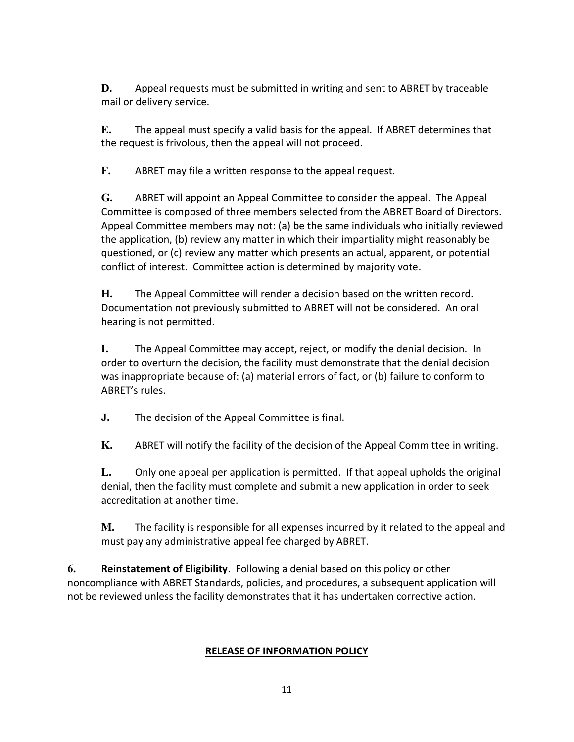**D.** Appeal requests must be submitted in writing and sent to ABRET by traceable mail or delivery service.

**E.** The appeal must specify a valid basis for the appeal. If ABRET determines that the request is frivolous, then the appeal will not proceed.

**F.** ABRET may file a written response to the appeal request.

**G.** ABRET will appoint an Appeal Committee to consider the appeal. The Appeal Committee is composed of three members selected from the ABRET Board of Directors. Appeal Committee members may not: (a) be the same individuals who initially reviewed the application, (b) review any matter in which their impartiality might reasonably be questioned, or (c) review any matter which presents an actual, apparent, or potential conflict of interest. Committee action is determined by majority vote.

**H.** The Appeal Committee will render a decision based on the written record. Documentation not previously submitted to ABRET will not be considered. An oral hearing is not permitted.

**I.** The Appeal Committee may accept, reject, or modify the denial decision. In order to overturn the decision, the facility must demonstrate that the denial decision was inappropriate because of: (a) material errors of fact, or (b) failure to conform to ABRET's rules.

**J.** The decision of the Appeal Committee is final.

**K.** ABRET will notify the facility of the decision of the Appeal Committee in writing.

**L.** Only one appeal per application is permitted. If that appeal upholds the original denial, then the facility must complete and submit a new application in order to seek accreditation at another time.

**M.** The facility is responsible for all expenses incurred by it related to the appeal and must pay any administrative appeal fee charged by ABRET.

**6. Reinstatement of Eligibility**. Following a denial based on this policy or other noncompliance with ABRET Standards, policies, and procedures, a subsequent application will not be reviewed unless the facility demonstrates that it has undertaken corrective action.

## RELEASE OF INFORMATION POLICY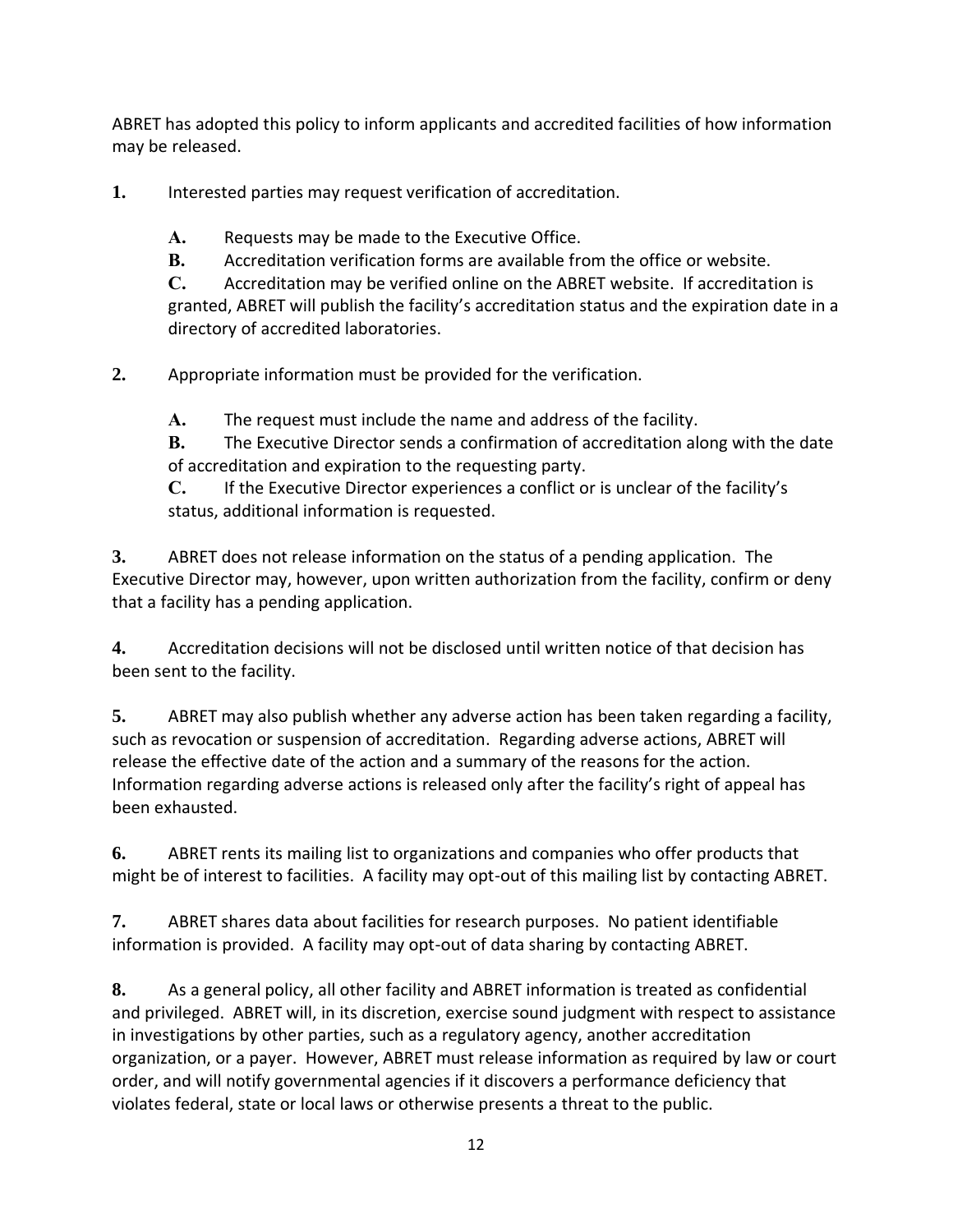ABRET has adopted this policy to inform applicants and accredited facilities of how information may be released.

**1.** Interested parties may request verification of accreditation.

**A.** Requests may be made to the Executive Office.

**B.** Accreditation verification forms are available from the office or website.

**C.** Accreditation may be verified online on the ABRET website. If accreditation is granted, ABRET will publish the facility's accreditation status and the expiration date in a directory of accredited laboratories.

**2.** Appropriate information must be provided for the verification.

**A.** The request must include the name and address of the facility.

**B.** The Executive Director sends a confirmation of accreditation along with the date of accreditation and expiration to the requesting party.

**C.** If the Executive Director experiences a conflict or is unclear of the facility's status, additional information is requested.

**3.** ABRET does not release information on the status of a pending application. The Executive Director may, however, upon written authorization from the facility, confirm or deny that a facility has a pending application.

**4.** Accreditation decisions will not be disclosed until written notice of that decision has been sent to the facility.

**5.** ABRET may also publish whether any adverse action has been taken regarding a facility, such as revocation or suspension of accreditation. Regarding adverse actions, ABRET will release the effective date of the action and a summary of the reasons for the action. Information regarding adverse actions is released only after the facility's right of appeal has been exhausted.

**6.** ABRET rents its mailing list to organizations and companies who offer products that might be of interest to facilities. A facility may opt-out of this mailing list by contacting ABRET.

**7.** ABRET shares data about facilities for research purposes. No patient identifiable information is provided. A facility may opt-out of data sharing by contacting ABRET.

**8.** As a general policy, all other facility and ABRET information is treated as confidential and privileged. ABRET will, in its discretion, exercise sound judgment with respect to assistance in investigations by other parties, such as a regulatory agency, another accreditation organization, or a payer. However, ABRET must release information as required by law or court order, and will notify governmental agencies if it discovers a performance deficiency that violates federal, state or local laws or otherwise presents a threat to the public.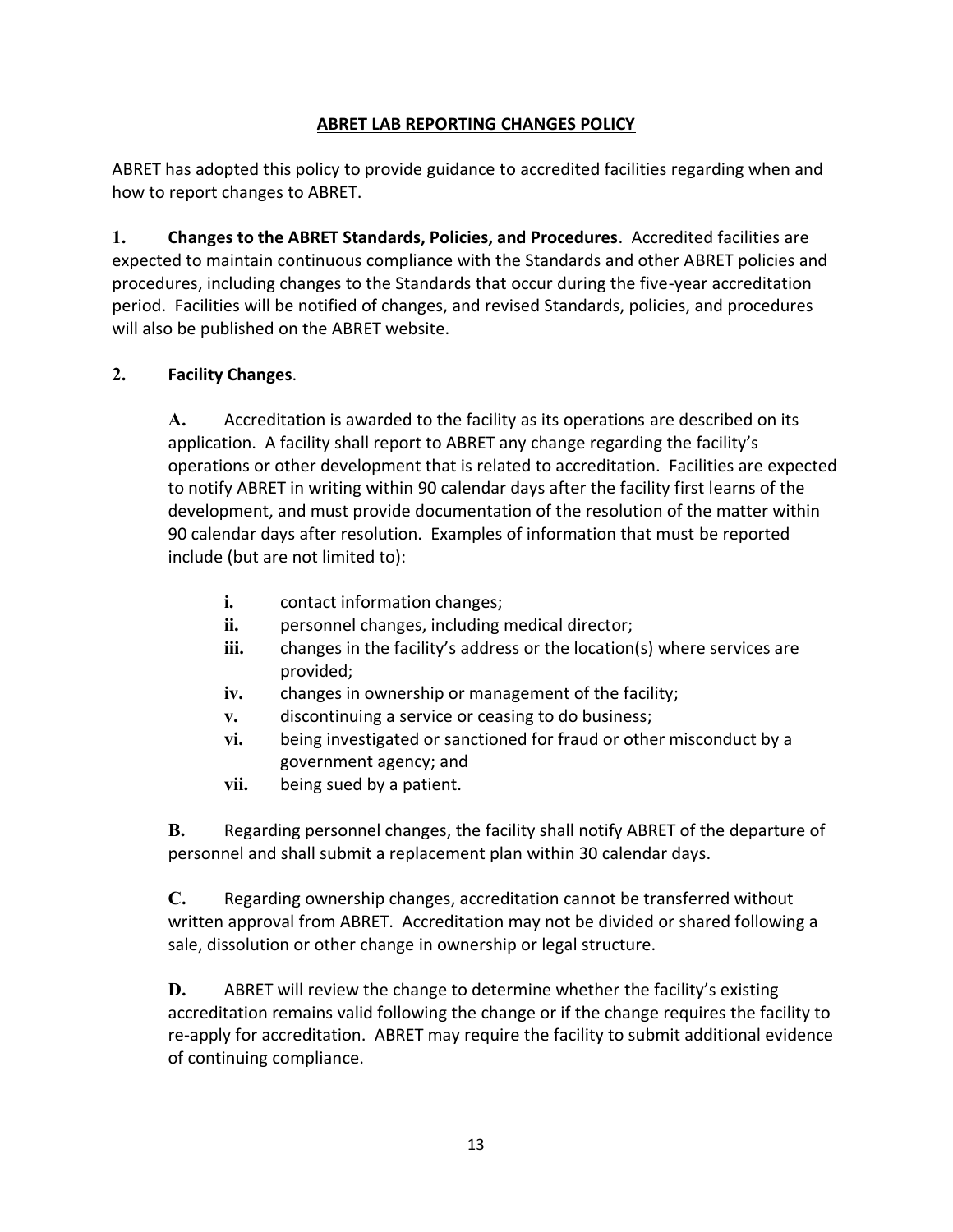## ABRET LAB REPORTING CHANGES POLICY

ABRET has adopted this policy to provide guidance to accredited facilities regarding when and how to report changes to ABRET.

**1. Changes to the ABRET Standards, Policies, and Procedures**. Accredited facilities are expected to maintain continuous compliance with the Standards and other ABRET policies and procedures, including changes to the Standards that occur during the five-year accreditation period. Facilities will be notified of changes, and revised Standards, policies, and procedures will also be published on the ABRET website.

**2. Facility Changes**.

**A.** Accreditation is awarded to the facility as its operations are described on its application. A facility shall report to ABRET any change regarding the facility's operations or other development that is related to accreditation. Facilities are expected to notify ABRET in writing within 90 calendar days after the facility first learns of the development, and must provide documentation of the resolution of the matter within 90 calendar days after resolution. Examples of information that must be reported include (but are not limited to):

- **i.** contact information changes;
- **ii.** personnel changes, including medical director;
- **iii.** changes in the facility's address or the location(s) where services are provided;
- **iv.** changes in ownership or management of the facility;
- **v.** discontinuing a service or ceasing to do business;
- **vi.** being investigated or sanctioned for fraud or other misconduct by a government agency; and
- **vii.** being sued by a patient.

**B.** Regarding personnel changes, the facility shall notify ABRET of the departure of personnel and shall submit a replacement plan within 30 calendar days.

**C.** Regarding ownership changes, accreditation cannot be transferred without written approval from ABRET. Accreditation may not be divided or shared following a sale, dissolution or other change in ownership or legal structure.

**D.** ABRET will review the change to determine whether the facility's existing accreditation remains valid following the change or if the change requires the facility to re-apply for accreditation. ABRET may require the facility to submit additional evidence of continuing compliance.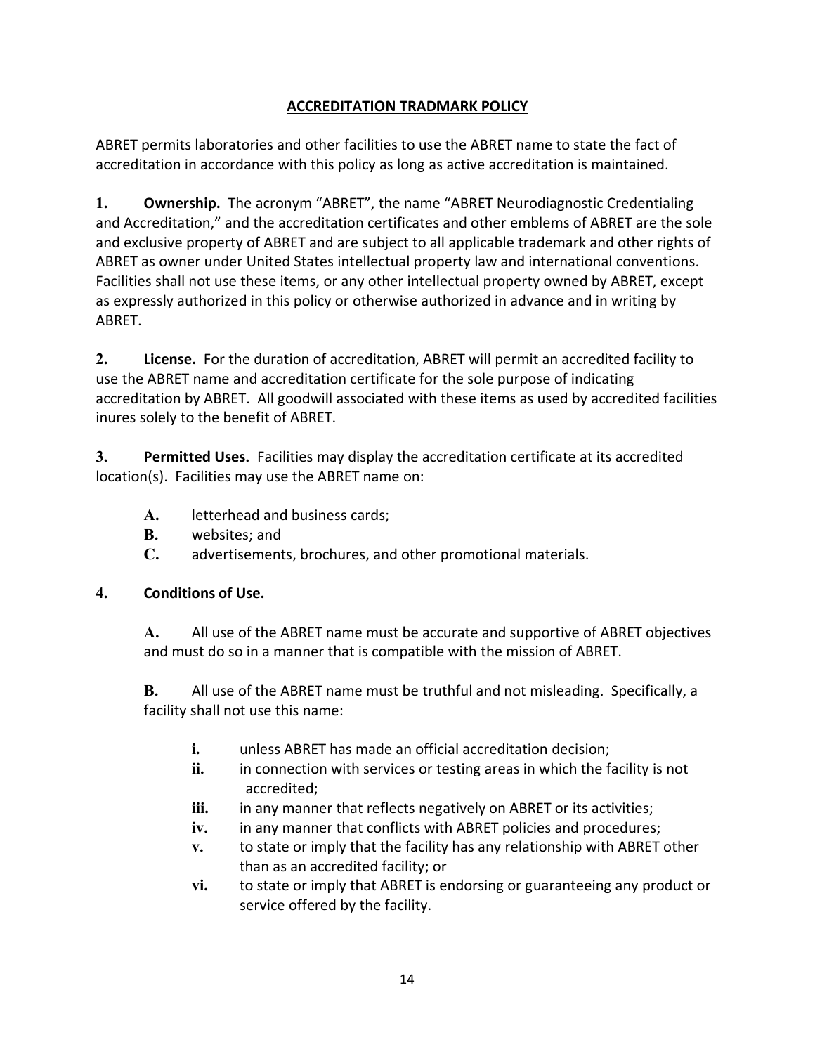## ACCREDITATION TRADMARK POLICY

ABRET permits laboratories and other facilities to use the ABRET name to state the fact of accreditation in accordance with this policy as long as active accreditation is maintained.

**1. Ownership.** The acronym "ABRET", the name "ABRET Neurodiagnostic Credentialing and Accreditation," and the accreditation certificates and other emblems of ABRET are the sole and exclusive property of ABRET and are subject to all applicable trademark and other rights of ABRET as owner under United States intellectual property law and international conventions. Facilities shall not use these items, or any other intellectual property owned by ABRET, except as expressly authorized in this policy or otherwise authorized in advance and in writing by ABRET.

**2. License.** For the duration of accreditation, ABRET will permit an accredited facility to use the ABRET name and accreditation certificate for the sole purpose of indicating accreditation by ABRET. All goodwill associated with these items as used by accredited facilities inures solely to the benefit of ABRET.

**3. Permitted Uses.** Facilities may display the accreditation certificate at its accredited location(s). Facilities may use the ABRET name on:

- **A.** letterhead and business cards;
- **B.** websites; and
- **C.** advertisements, brochures, and other promotional materials.

**4. Conditions of Use.**

**A.** All use of the ABRET name must be accurate and supportive of ABRET objectives and must do so in a manner that is compatible with the mission of ABRET.

**B.** All use of the ABRET name must be truthful and not misleading. Specifically, a facility shall not use this name:

- **i.** unless ABRET has made an official accreditation decision;
- **ii.** in connection with services or testing areas in which the facility is not accredited;
- **iii.** in any manner that reflects negatively on ABRET or its activities;
- **iv.** in any manner that conflicts with ABRET policies and procedures;
- **v.** to state or imply that the facility has any relationship with ABRET other than as an accredited facility; or
- **vi.** to state or imply that ABRET is endorsing or guaranteeing any product or service offered by the facility.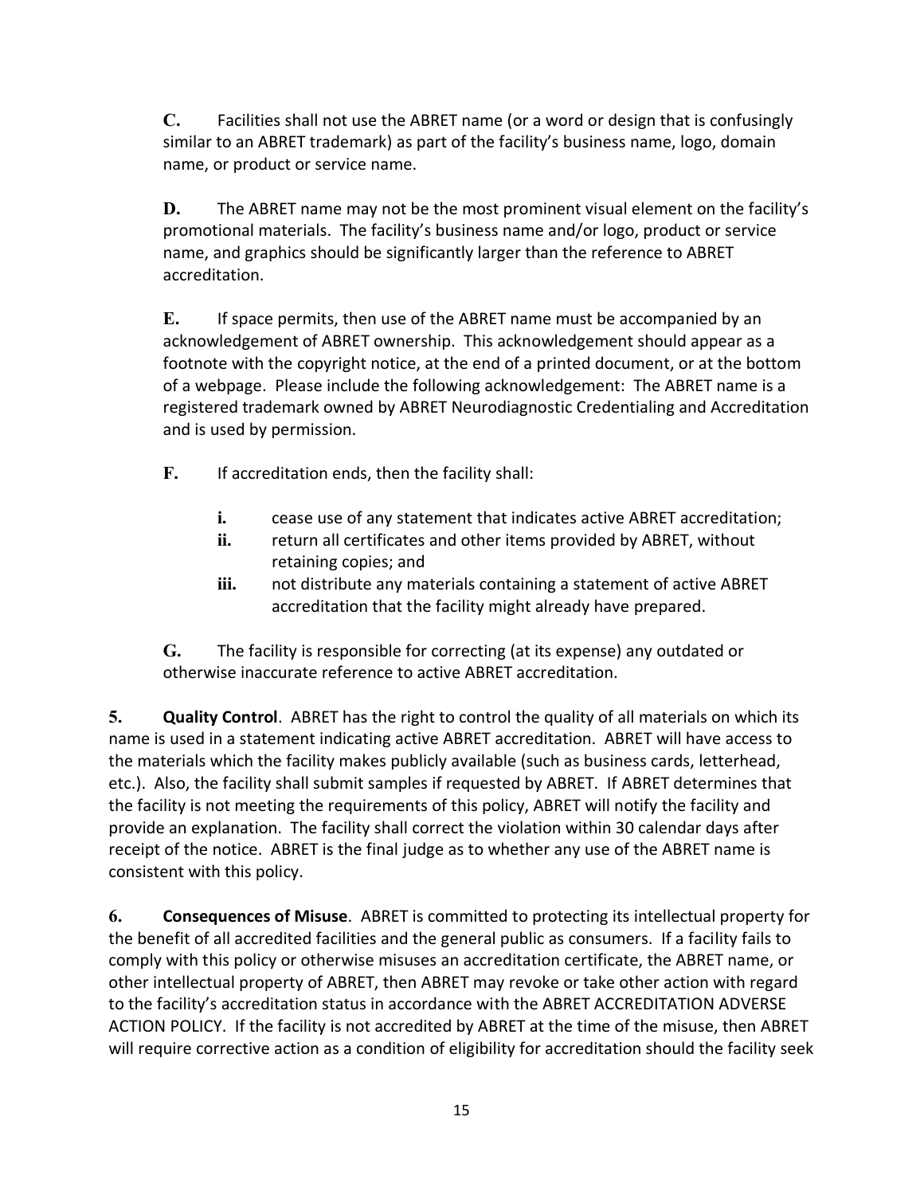**C.** Facilities shall not use the ABRET name (or a word or design that is confusingly similar to an ABRET trademark) as part of the facility's business name, logo, domain name, or product or service name.

**D.** The ABRET name may not be the most prominent visual element on the facility's promotional materials. The facility's business name and/or logo, product or service name, and graphics should be significantly larger than the reference to ABRET accreditation.

**E.** If space permits, then use of the ABRET name must be accompanied by an acknowledgement of ABRET ownership. This acknowledgement should appear as a footnote with the copyright notice, at the end of a printed document, or at the bottom of a webpage. Please include the following acknowledgement: The ABRET name is a registered trademark owned by ABRET Neurodiagnostic Credentialing and Accreditation and is used by permission.

**F.** If accreditation ends, then the facility shall:

- **i.** cease use of any statement that indicates active ABRET accreditation;
- **ii.** return all certificates and other items provided by ABRET, without retaining copies; and
- **iii.** not distribute any materials containing a statement of active ABRET accreditation that the facility might already have prepared.

**G.** The facility is responsible for correcting (at its expense) any outdated or otherwise inaccurate reference to active ABRET accreditation.

**5. Quality Control**. ABRET has the right to control the quality of all materials on which its name is used in a statement indicating active ABRET accreditation. ABRET will have access to the materials which the facility makes publicly available (such as business cards, letterhead, etc.). Also, the facility shall submit samples if requested by ABRET. If ABRET determines that the facility is not meeting the requirements of this policy, ABRET will notify the facility and provide an explanation. The facility shall correct the violation within 30 calendar days after receipt of the notice. ABRET is the final judge as to whether any use of the ABRET name is consistent with this policy.

**6. Consequences of Misuse**. ABRET is committed to protecting its intellectual property for the benefit of all accredited facilities and the general public as consumers. If a facility fails to comply with this policy or otherwise misuses an accreditation certificate, the ABRET name, or other intellectual property of ABRET, then ABRET may revoke or take other action with regard to the facility's accreditation status in accordance with the ABRET ACCREDITATION ADVERSE ACTION POLICY. If the facility is not accredited by ABRET at the time of the misuse, then ABRET will require corrective action as a condition of eligibility for accreditation should the facility seek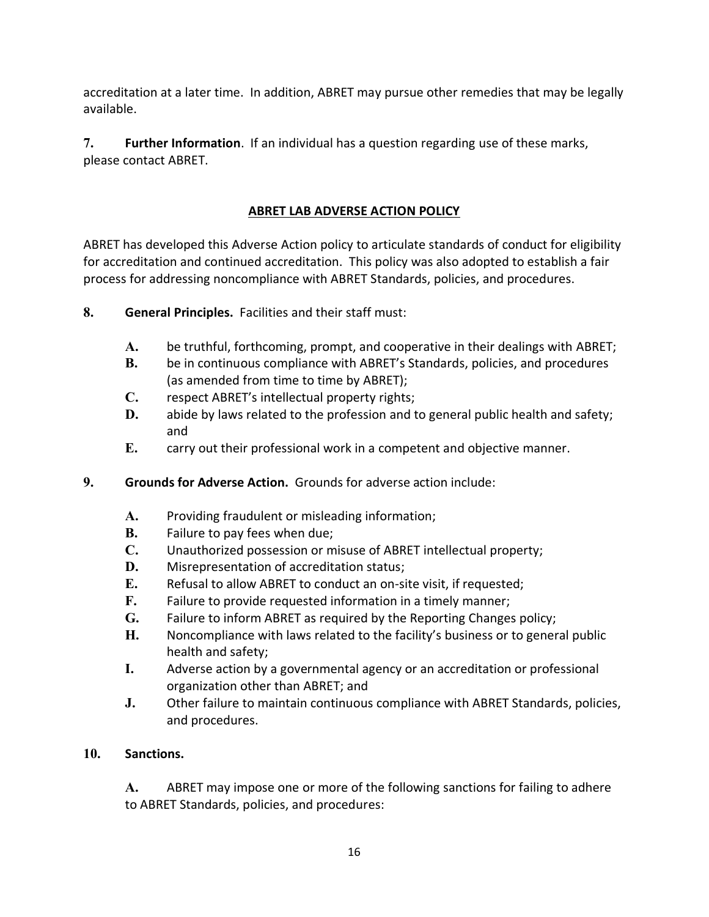accreditation at a later time. In addition, ABRET may pursue other remedies that may be legally available.

**7. Further Information**. If an individual has a question regarding use of these marks, please contact ABRET.

## ABRET LAB ADVERSE ACTION POLICY

ABRET has developed this Adverse Action policy to articulate standards of conduct for eligibility for accreditation and continued accreditation. This policy was also adopted to establish a fair process for addressing noncompliance with ABRET Standards, policies, and procedures.

**8. General Principles.** Facilities and their staff must:

- **A.** be truthful, forthcoming, prompt, and cooperative in their dealings with ABRET;
- **B.** be in continuous compliance with ABRET's Standards, policies, and procedures (as amended from time to time by ABRET);
- **C.** respect ABRET's intellectual property rights;
- **D.** abide by laws related to the profession and to general public health and safety; and
- **E.** carry out their professional work in a competent and objective manner.

**9. Grounds for Adverse Action.** Grounds for adverse action include:

- **A.** Providing fraudulent or misleading information;
- **B.** Failure to pay fees when due;
- **C.** Unauthorized possession or misuse of ABRET intellectual property;
- **D.** Misrepresentation of accreditation status;
- **E.** Refusal to allow ABRET to conduct an on-site visit, if requested;
- **F.** Failure to provide requested information in a timely manner;
- **G.** Failure to inform ABRET as required by the Reporting Changes policy;
- **H.** Noncompliance with laws related to the facility's business or to general public health and safety;
- **I.** Adverse action by a governmental agency or an accreditation or professional organization other than ABRET; and
- **J.** Other failure to maintain continuous compliance with ABRET Standards, policies, and procedures.

**10. Sanctions.**

**A.** ABRET may impose one or more of the following sanctions for failing to adhere to ABRET Standards, policies, and procedures: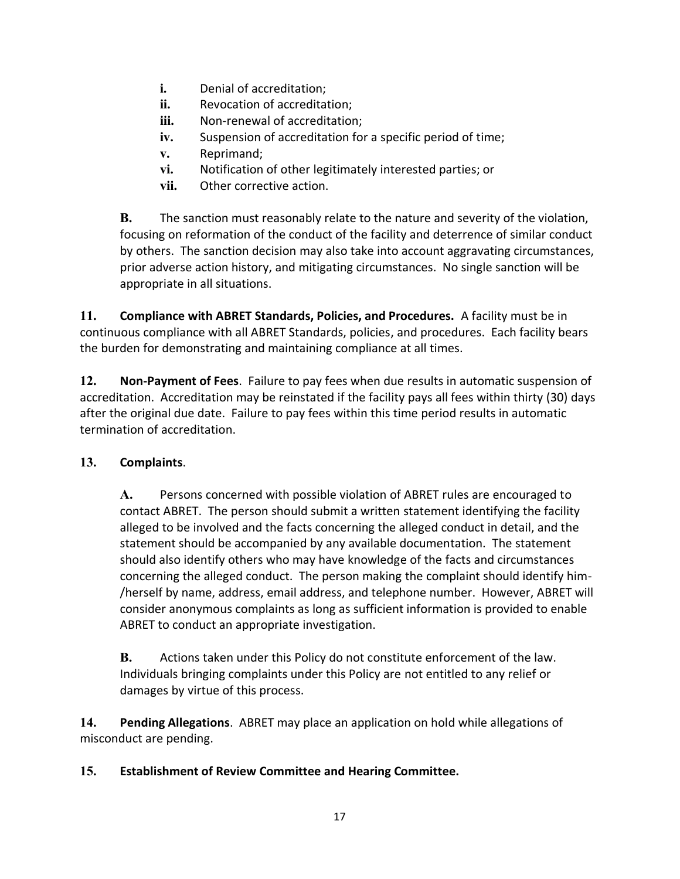i. Denial of accreditation;
ii. Revocation of accreditation;
iii. Non-renewal of accreditation;
iv. Suspension of accreditation for a specific period of time;
v. Reprimand;
vi. Notification of other legitimately interested parties; or
vii. Other corrective action.

**B.** The sanction must reasonably relate to the nature and severity of the violation, focusing on reformation of the conduct of the facility and deterrence of similar conduct by others. The sanction decision may also take into account aggravating circumstances, prior adverse action history, and mitigating circumstances. No single sanction will be appropriate in all situations.

**11. Compliance with ABRET Standards, Policies, and Procedures.** A facility must be in continuous compliance with all ABRET Standards, policies, and procedures. Each facility bears the burden for demonstrating and maintaining compliance at all times.

**12. Non-Payment of Fees**. Failure to pay fees when due results in automatic suspension of accreditation. Accreditation may be reinstated if the facility pays all fees within thirty (30) days after the original due date. Failure to pay fees within this time period results in automatic termination of accreditation.

**13. Complaints**.

**A.** Persons concerned with possible violation of ABRET rules are encouraged to contact ABRET. The person should submit a written statement identifying the facility alleged to be involved and the facts concerning the alleged conduct in detail, and the statement should be accompanied by any available documentation. The statement should also identify others who may have knowledge of the facts and circumstances concerning the alleged conduct. The person making the complaint should identify him-/herself by name, address, email address, and telephone number. However, ABRET will consider anonymous complaints as long as sufficient information is provided to enable ABRET to conduct an appropriate investigation.

**B.** Actions taken under this Policy do not constitute enforcement of the law. Individuals bringing complaints under this Policy are not entitled to any relief or damages by virtue of this process.

**14. Pending Allegations**. ABRET may place an application on hold while allegations of misconduct are pending.

**15. Establishment of Review Committee and Hearing Committee.**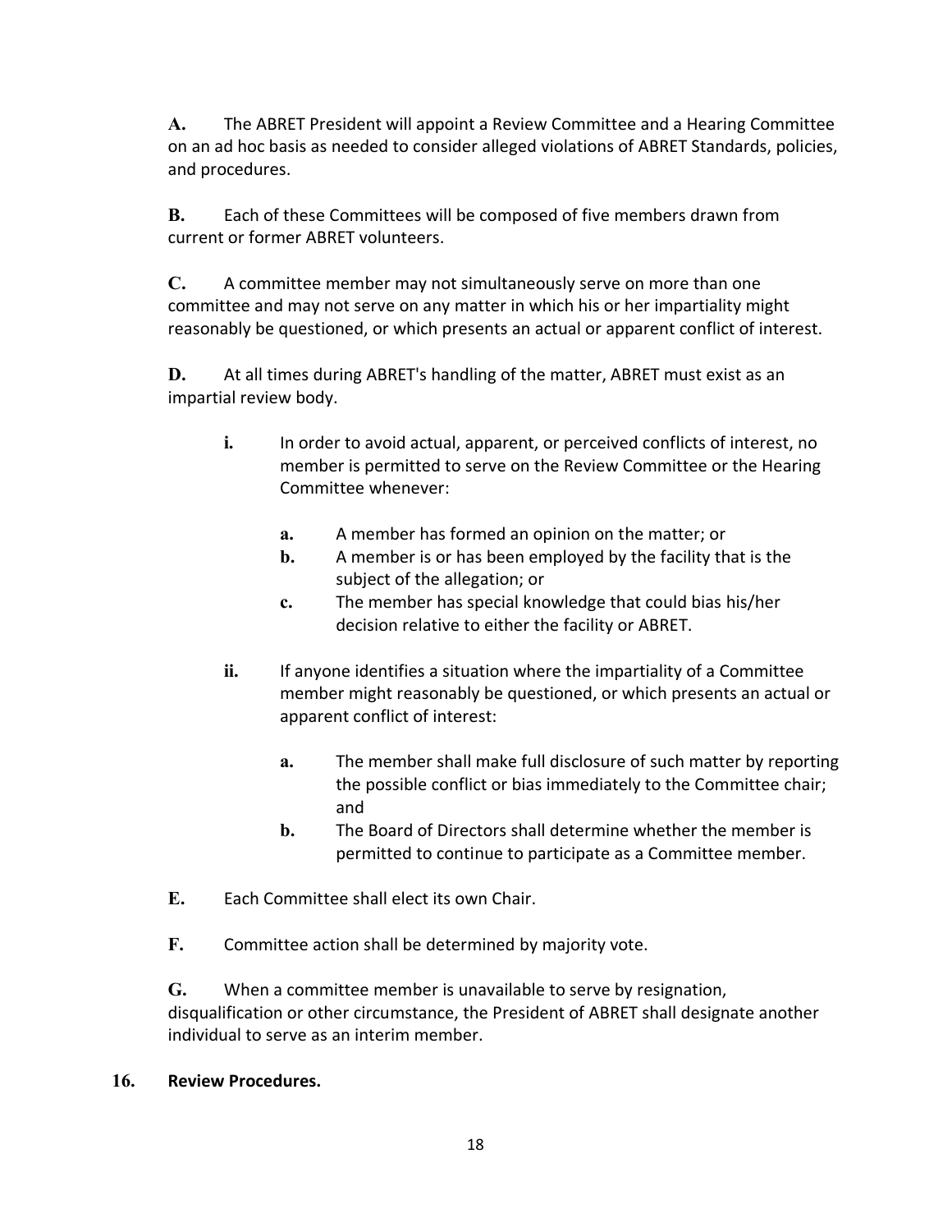**A.** The ABRET President will appoint a Review Committee and a Hearing Committee on an ad hoc basis as needed to consider alleged violations of ABRET Standards, policies, and procedures.

**B.** Each of these Committees will be composed of five members drawn from current or former ABRET volunteers.

**C.** A committee member may not simultaneously serve on more than one committee and may not serve on any matter in which his or her impartiality might reasonably be questioned, or which presents an actual or apparent conflict of interest.

**D.** At all times during ABRET's handling of the matter, ABRET must exist as an impartial review body.

> **i.** In order to avoid actual, apparent, or perceived conflicts of interest, no member is permitted to serve on the Review Committee or the Hearing Committee whenever:
>
> > **a.** A member has formed an opinion on the matter; or
> > **b.** A member is or has been employed by the facility that is the subject of the allegation; or
> > **c.** The member has special knowledge that could bias his/her decision relative to either the facility or ABRET.
>
> **ii.** If anyone identifies a situation where the impartiality of a Committee member might reasonably be questioned, or which presents an actual or apparent conflict of interest:
>
> > **a.** The member shall make full disclosure of such matter by reporting the possible conflict or bias immediately to the Committee chair; and
> > **b.** The Board of Directors shall determine whether the member is permitted to continue to participate as a Committee member.

**E.** Each Committee shall elect its own Chair.

**F.** Committee action shall be determined by majority vote.

**G.** When a committee member is unavailable to serve by resignation, disqualification or other circumstance, the President of ABRET shall designate another individual to serve as an interim member.

**16. Review Procedures.**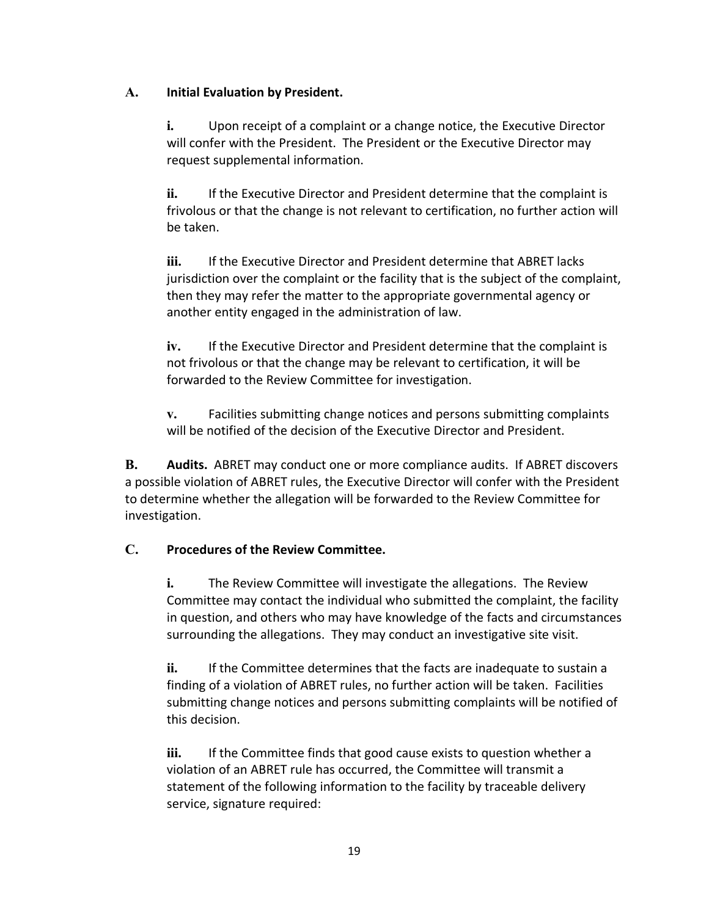### A. Initial Evaluation by President.

**i.** Upon receipt of a complaint or a change notice, the Executive Director will confer with the President. The President or the Executive Director may request supplemental information.

**ii.** If the Executive Director and President determine that the complaint is frivolous or that the change is not relevant to certification, no further action will be taken.

**iii.** If the Executive Director and President determine that ABRET lacks jurisdiction over the complaint or the facility that is the subject of the complaint, then they may refer the matter to the appropriate governmental agency or another entity engaged in the administration of law.

**iv.** If the Executive Director and President determine that the complaint is not frivolous or that the change may be relevant to certification, it will be forwarded to the Review Committee for investigation.

**v.** Facilities submitting change notices and persons submitting complaints will be notified of the decision of the Executive Director and President.

**B. Audits.** ABRET may conduct one or more compliance audits. If ABRET discovers a possible violation of ABRET rules, the Executive Director will confer with the President to determine whether the allegation will be forwarded to the Review Committee for investigation.

### C. Procedures of the Review Committee.

**i.** The Review Committee will investigate the allegations. The Review Committee may contact the individual who submitted the complaint, the facility in question, and others who may have knowledge of the facts and circumstances surrounding the allegations. They may conduct an investigative site visit.

**ii.** If the Committee determines that the facts are inadequate to sustain a finding of a violation of ABRET rules, no further action will be taken. Facilities submitting change notices and persons submitting complaints will be notified of this decision.

**iii.** If the Committee finds that good cause exists to question whether a violation of an ABRET rule has occurred, the Committee will transmit a statement of the following information to the facility by traceable delivery service, signature required: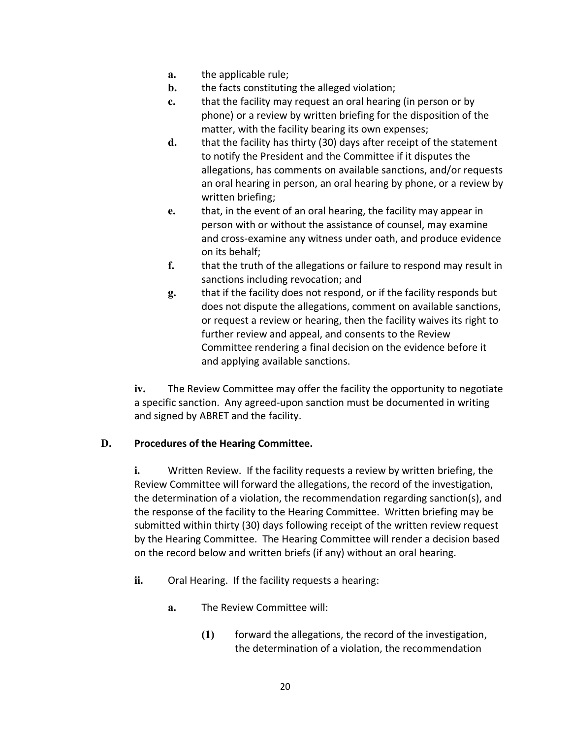- **a.** the applicable rule;
- **b.** the facts constituting the alleged violation;
- **c.** that the facility may request an oral hearing (in person or by phone) or a review by written briefing for the disposition of the matter, with the facility bearing its own expenses;
- **d.** that the facility has thirty (30) days after receipt of the statement to notify the President and the Committee if it disputes the allegations, has comments on available sanctions, and/or requests an oral hearing in person, an oral hearing by phone, or a review by written briefing;
- **e.** that, in the event of an oral hearing, the facility may appear in person with or without the assistance of counsel, may examine and cross-examine any witness under oath, and produce evidence on its behalf;
- **f.** that the truth of the allegations or failure to respond may result in sanctions including revocation; and
- **g.** that if the facility does not respond, or if the facility responds but does not dispute the allegations, comment on available sanctions, or request a review or hearing, then the facility waives its right to further review and appeal, and consents to the Review Committee rendering a final decision on the evidence before it and applying available sanctions.

**iv.** The Review Committee may offer the facility the opportunity to negotiate a specific sanction. Any agreed-upon sanction must be documented in writing and signed by ABRET and the facility.

## D. Procedures of the Hearing Committee.

**i.** Written Review. If the facility requests a review by written briefing, the Review Committee will forward the allegations, the record of the investigation, the determination of a violation, the recommendation regarding sanction(s), and the response of the facility to the Hearing Committee. Written briefing may be submitted within thirty (30) days following receipt of the written review request by the Hearing Committee. The Hearing Committee will render a decision based on the record below and written briefs (if any) without an oral hearing.

**ii.** Oral Hearing. If the facility requests a hearing:

- **a.** The Review Committee will:
  - **(1)** forward the allegations, the record of the investigation, the determination of a violation, the recommendation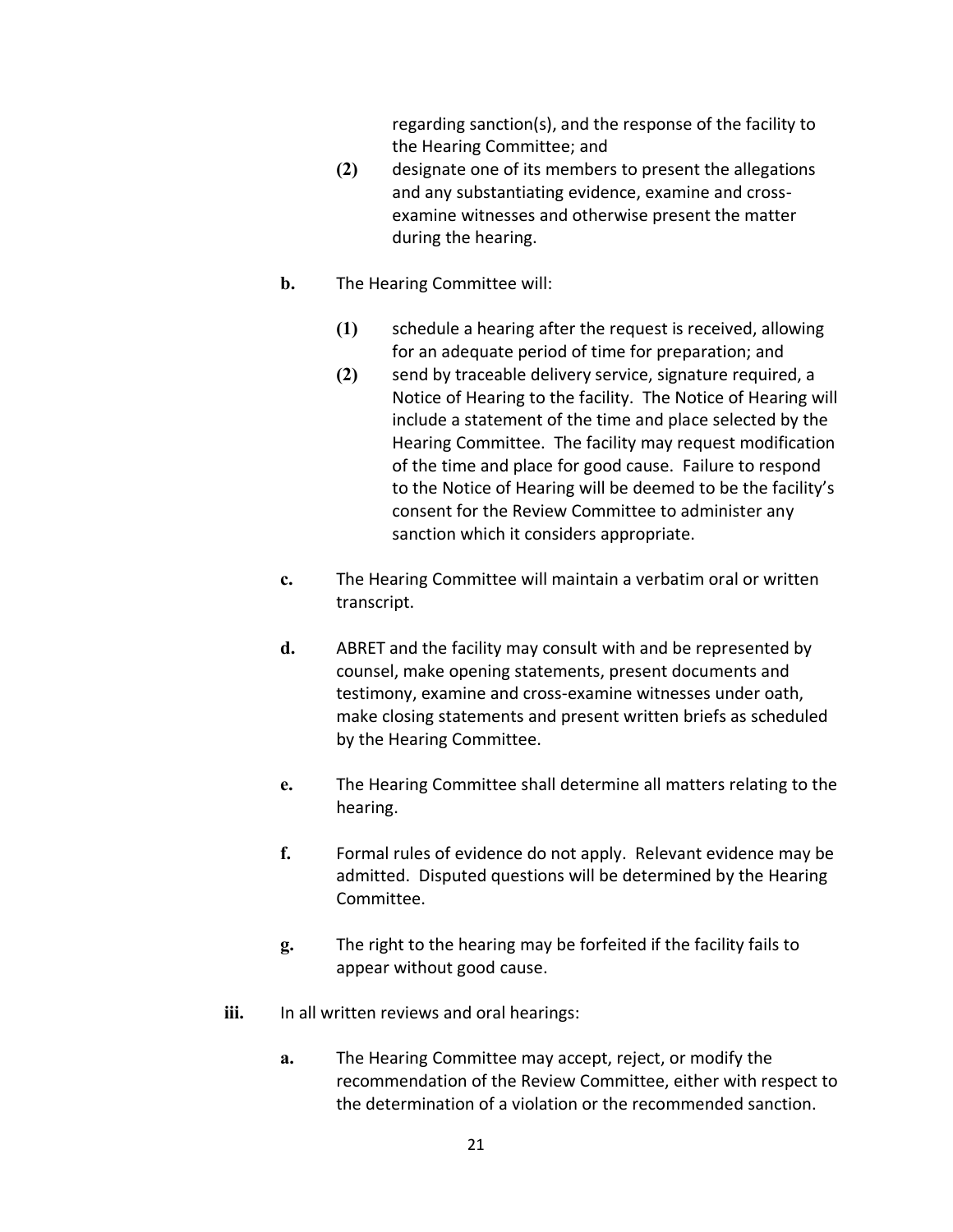regarding sanction(s), and the response of the facility to the Hearing Committee; and

**(2)** designate one of its members to present the allegations and any substantiating evidence, examine and cross-examine witnesses and otherwise present the matter during the hearing.

**b.** The Hearing Committee will:

**(1)** schedule a hearing after the request is received, allowing for an adequate period of time for preparation; and

**(2)** send by traceable delivery service, signature required, a Notice of Hearing to the facility. The Notice of Hearing will include a statement of the time and place selected by the Hearing Committee. The facility may request modification of the time and place for good cause. Failure to respond to the Notice of Hearing will be deemed to be the facility's consent for the Review Committee to administer any sanction which it considers appropriate.

**c.** The Hearing Committee will maintain a verbatim oral or written transcript.

**d.** ABRET and the facility may consult with and be represented by counsel, make opening statements, present documents and testimony, examine and cross-examine witnesses under oath, make closing statements and present written briefs as scheduled by the Hearing Committee.

**e.** The Hearing Committee shall determine all matters relating to the hearing.

**f.** Formal rules of evidence do not apply. Relevant evidence may be admitted. Disputed questions will be determined by the Hearing Committee.

**g.** The right to the hearing may be forfeited if the facility fails to appear without good cause.

**iii.** In all written reviews and oral hearings:

**a.** The Hearing Committee may accept, reject, or modify the recommendation of the Review Committee, either with respect to the determination of a violation or the recommended sanction.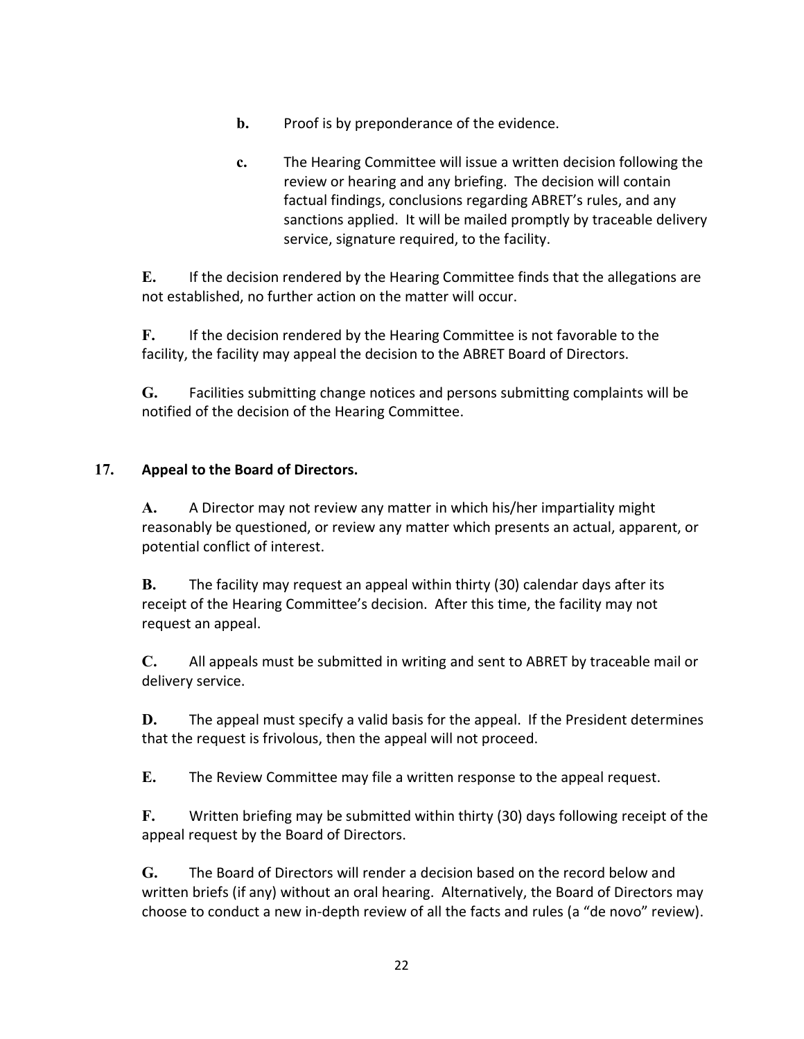**b.** Proof is by preponderance of the evidence.

**c.** The Hearing Committee will issue a written decision following the review or hearing and any briefing. The decision will contain factual findings, conclusions regarding ABRET's rules, and any sanctions applied. It will be mailed promptly by traceable delivery service, signature required, to the facility.

**E.** If the decision rendered by the Hearing Committee finds that the allegations are not established, no further action on the matter will occur.

**F.** If the decision rendered by the Hearing Committee is not favorable to the facility, the facility may appeal the decision to the ABRET Board of Directors.

**G.** Facilities submitting change notices and persons submitting complaints will be notified of the decision of the Hearing Committee.

## 17. Appeal to the Board of Directors.

**A.** A Director may not review any matter in which his/her impartiality might reasonably be questioned, or review any matter which presents an actual, apparent, or potential conflict of interest.

**B.** The facility may request an appeal within thirty (30) calendar days after its receipt of the Hearing Committee's decision. After this time, the facility may not request an appeal.

**C.** All appeals must be submitted in writing and sent to ABRET by traceable mail or delivery service.

**D.** The appeal must specify a valid basis for the appeal. If the President determines that the request is frivolous, then the appeal will not proceed.

**E.** The Review Committee may file a written response to the appeal request.

**F.** Written briefing may be submitted within thirty (30) days following receipt of the appeal request by the Board of Directors.

**G.** The Board of Directors will render a decision based on the record below and written briefs (if any) without an oral hearing. Alternatively, the Board of Directors may choose to conduct a new in-depth review of all the facts and rules (a "de novo" review).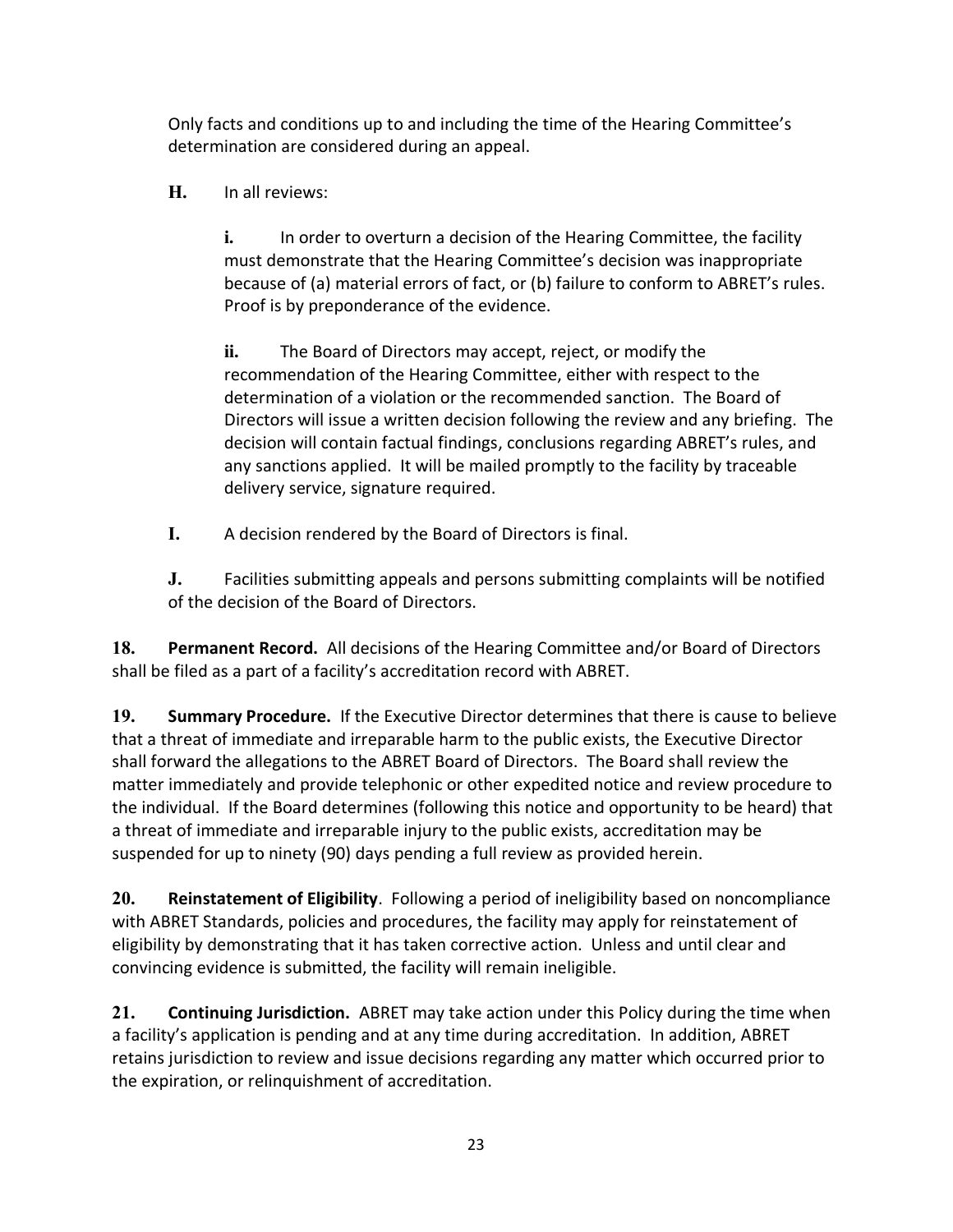Only facts and conditions up to and including the time of the Hearing Committee's determination are considered during an appeal.

**H.** In all reviews:

**i.** In order to overturn a decision of the Hearing Committee, the facility must demonstrate that the Hearing Committee's decision was inappropriate because of (a) material errors of fact, or (b) failure to conform to ABRET's rules. Proof is by preponderance of the evidence.

**ii.** The Board of Directors may accept, reject, or modify the recommendation of the Hearing Committee, either with respect to the determination of a violation or the recommended sanction. The Board of Directors will issue a written decision following the review and any briefing. The decision will contain factual findings, conclusions regarding ABRET's rules, and any sanctions applied. It will be mailed promptly to the facility by traceable delivery service, signature required.

**I.** A decision rendered by the Board of Directors is final.

**J.** Facilities submitting appeals and persons submitting complaints will be notified of the decision of the Board of Directors.

**18. Permanent Record.** All decisions of the Hearing Committee and/or Board of Directors shall be filed as a part of a facility's accreditation record with ABRET.

**19. Summary Procedure.** If the Executive Director determines that there is cause to believe that a threat of immediate and irreparable harm to the public exists, the Executive Director shall forward the allegations to the ABRET Board of Directors. The Board shall review the matter immediately and provide telephonic or other expedited notice and review procedure to the individual. If the Board determines (following this notice and opportunity to be heard) that a threat of immediate and irreparable injury to the public exists, accreditation may be suspended for up to ninety (90) days pending a full review as provided herein.

**20. Reinstatement of Eligibility**. Following a period of ineligibility based on noncompliance with ABRET Standards, policies and procedures, the facility may apply for reinstatement of eligibility by demonstrating that it has taken corrective action. Unless and until clear and convincing evidence is submitted, the facility will remain ineligible.

**21. Continuing Jurisdiction.** ABRET may take action under this Policy during the time when a facility's application is pending and at any time during accreditation. In addition, ABRET retains jurisdiction to review and issue decisions regarding any matter which occurred prior to the expiration, or relinquishment of accreditation.